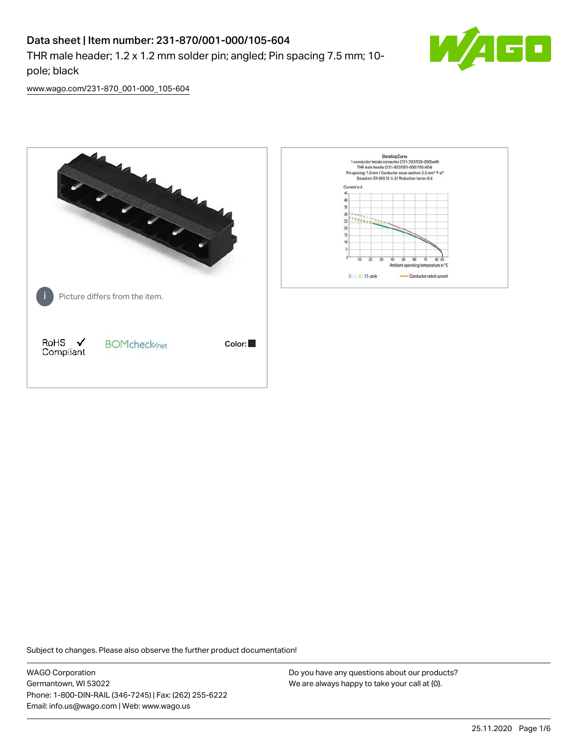# Data sheet | Item number: 231-870/001-000/105-604

THR male header; 1.2 x 1.2 mm solder pin; angled; Pin spacing 7.5 mm; 10-pole; black

www.wago.com/231-870_001-000_105-604

Picture differs from the item.

RoHS Compliant

BOMcheck.net

Color:

Derating Curve
1-conductor female connector (231-202/026-000) with THR male header (231-832/001-000/105-604)
Pin spacing: 7.5 mm / Conductor cross-section: 2.5 mm² "f-st"
Based on: EN 60512-5-2 / Reduction factor: 0.8

Current in A

Ambient operating temperature in °C

2-, 4-, 6-, 12-pole — Conductor rated current

Subject to changes. Please also observe the further product documentation!

WAGO Corporation
Germantown, WI 53022
Phone: 1-800-DIN-RAIL (346-7245) | Fax: (262) 255-6222
Email: info.us@wago.com | Web: www.wago.us

Do you have any questions about our products?
We are always happy to take your call at {0}.

25.11.2020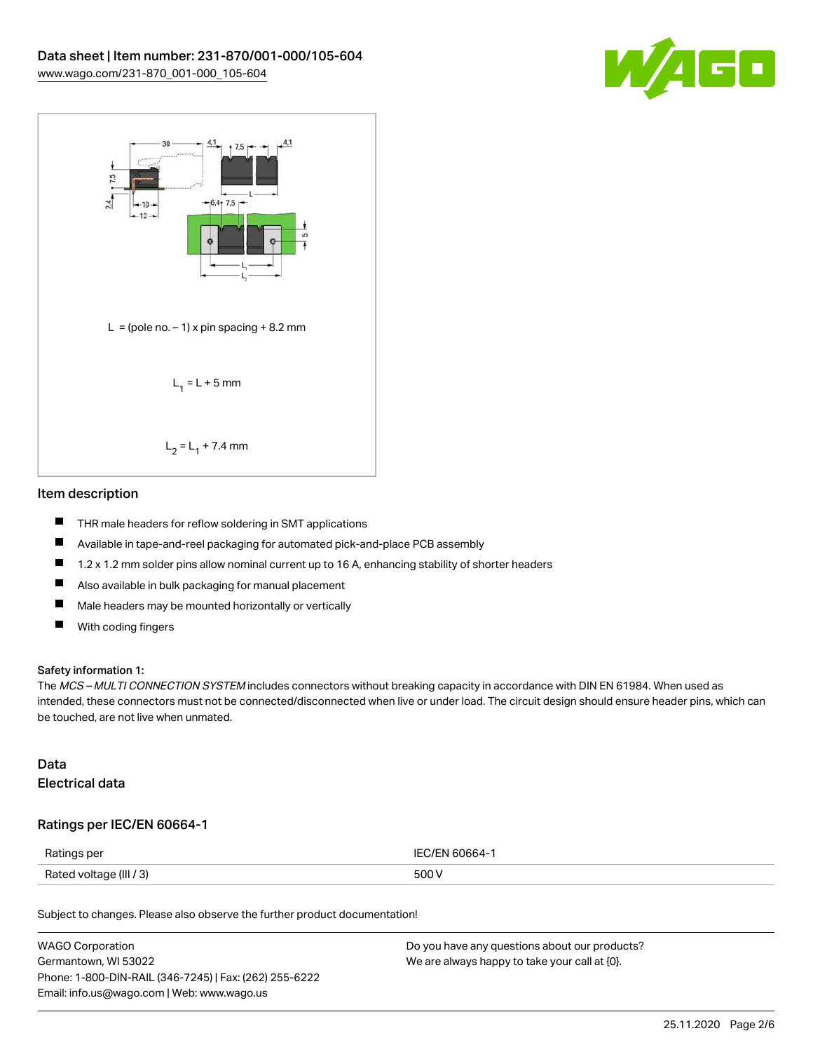$L$ = (pole no. – 1) x pin spacing + 8.2 mm

$L_1 = L + 5$ mm

$L_2 = L_1 + 7.4$ mm

## Item description

- THR male headers for reflow soldering in SMT applications
- Available in tape-and-reel packaging for automated pick-and-place PCB assembly
- 1.2 x 1.2 mm solder pins allow nominal current up to 16 A, enhancing stability of shorter headers
- Also available in bulk packaging for manual placement
- Male headers may be mounted horizontally or vertically
- With coding fingers

Safety information 1:
The *MCS – MULTI CONNECTION SYSTEM* includes connectors without breaking capacity in accordance with DIN EN 61984. When used as intended, these connectors must not be connected/disconnected when live or under load. The circuit design should ensure header pins, which can be touched, are not live when unmated.

## Data
## Electrical data

### Ratings per IEC/EN 60664-1

| Ratings per | IEC/EN 60664-1 |
| --- | --- |
| Rated voltage (III / 3) | 500 V |

Subject to changes. Please also observe the further product documentation!

WAGO Corporation
Germantown, WI 53022
Phone: 1-800-DIN-RAIL (346-7245) | Fax: (262) 255-6222
Email: info.us@wago.com | Web: www.wago.us

Do you have any questions about our products?
We are always happy to take your call at {0}.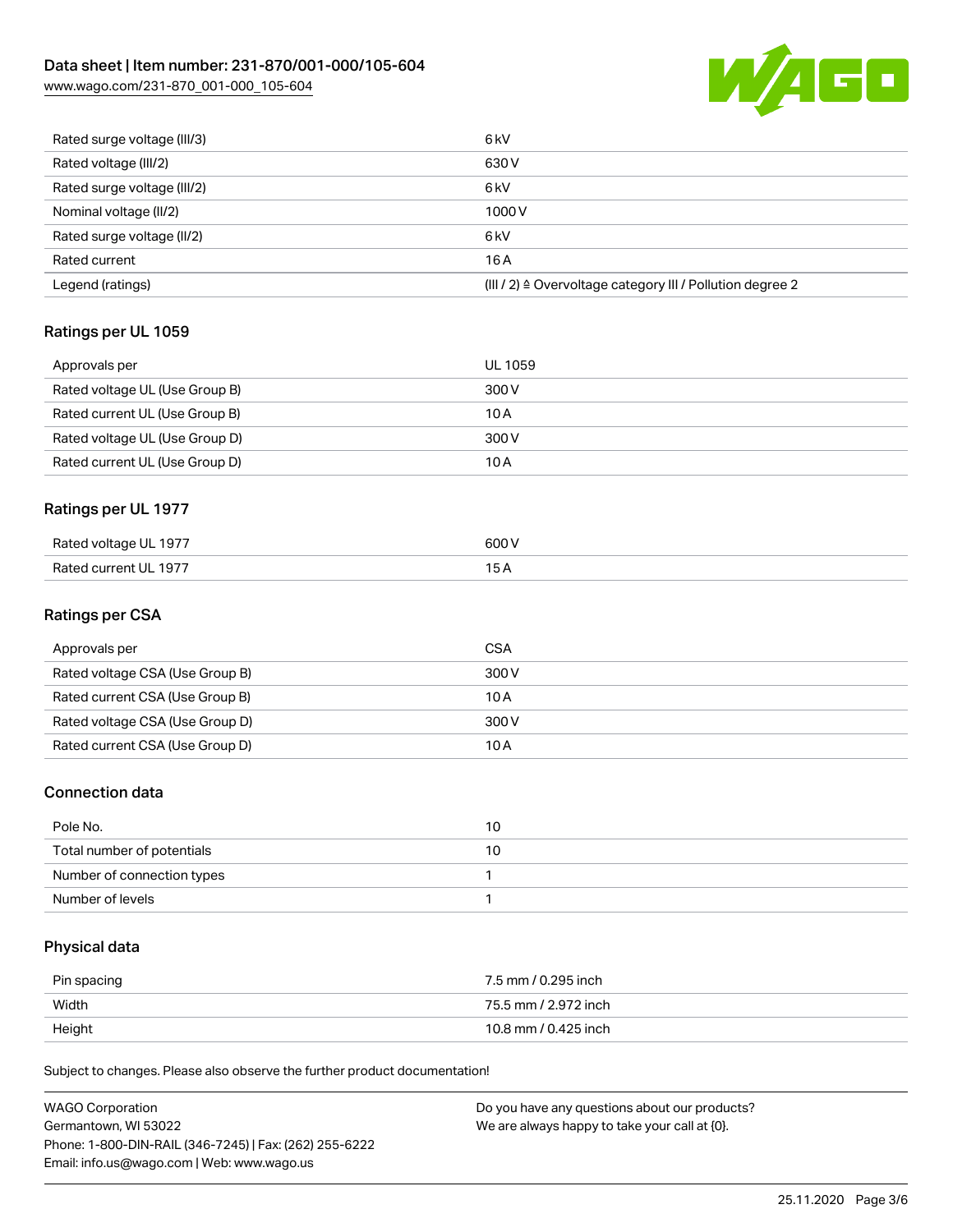| Rated surge voltage (III/3) | 6 kV |
| --- | --- |
| Rated voltage (III/2) | 630 V |
| Rated surge voltage (III/2) | 6 kV |
| Nominal voltage (II/2) | 1000 V |
| Rated surge voltage (II/2) | 6 kV |
| Rated current | 16 A |
| Legend (ratings) | (III / 2) ≙ Overvoltage category III / Pollution degree 2 |

## Ratings per UL 1059

| Approvals per | UL 1059 |
| --- | --- |
| Rated voltage UL (Use Group B) | 300 V |
| Rated current UL (Use Group B) | 10 A |
| Rated voltage UL (Use Group D) | 300 V |
| Rated current UL (Use Group D) | 10 A |

## Ratings per UL 1977

| Rated voltage UL 1977 | 600 V |
| --- | --- |
| Rated current UL 1977 | 15 A |

## Ratings per CSA

| Approvals per | CSA |
| --- | --- |
| Rated voltage CSA (Use Group B) | 300 V |
| Rated current CSA (Use Group B) | 10 A |
| Rated voltage CSA (Use Group D) | 300 V |
| Rated current CSA (Use Group D) | 10 A |

## Connection data

| Pole No. | 10 |
| --- | --- |
| Total number of potentials | 10 |
| Number of connection types | 1 |
| Number of levels | 1 |

## Physical data

| Pin spacing | 7.5 mm / 0.295 inch |
| --- | --- |
| Width | 75.5 mm / 2.972 inch |
| Height | 10.8 mm / 0.425 inch |

Subject to changes. Please also observe the further product documentation!

WAGO Corporation
Germantown, WI 53022
Phone: 1-800-DIN-RAIL (346-7245) | Fax: (262) 255-6222
Email: info.us@wago.com | Web: www.wago.us

Do you have any questions about our products?
We are always happy to take your call at {0}.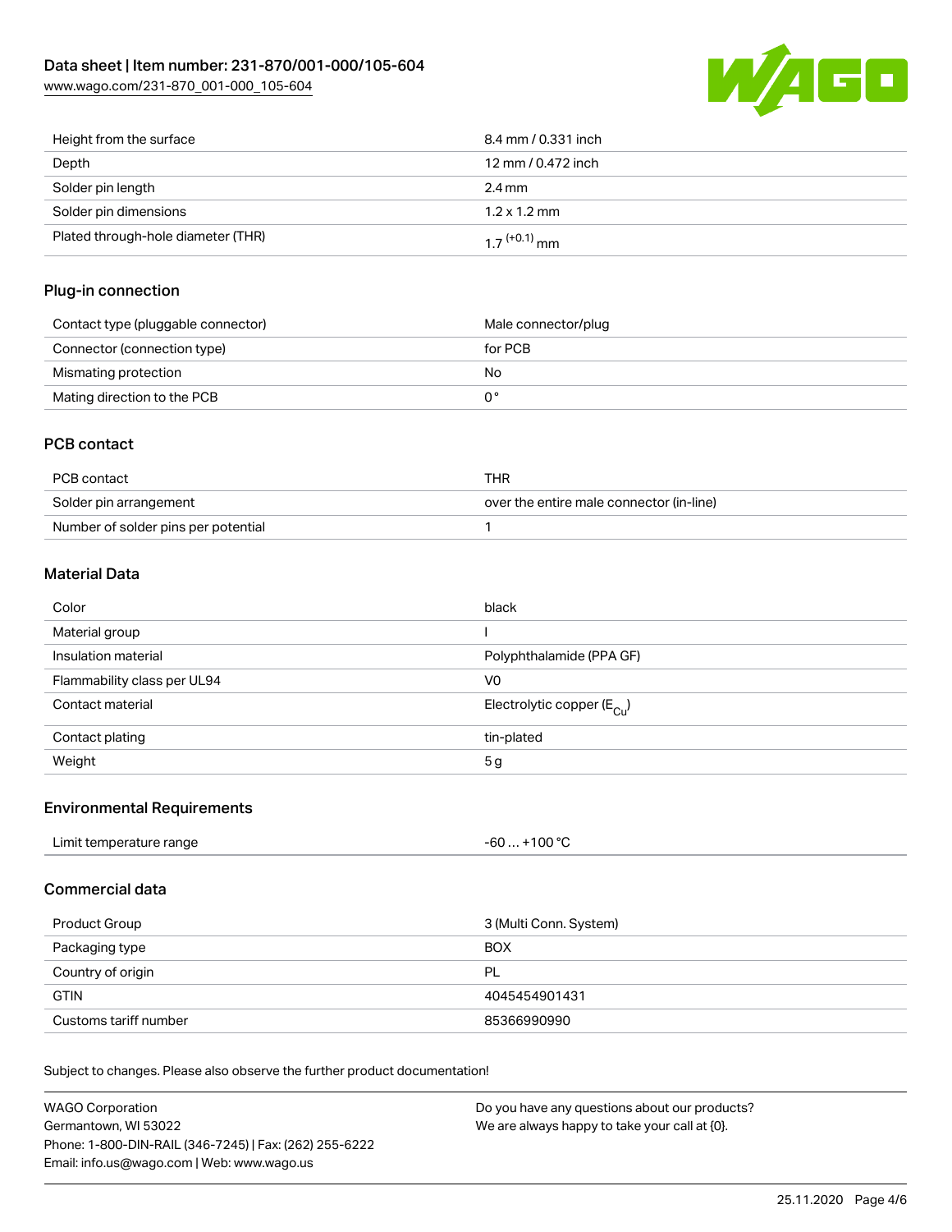| Height from the surface | 8.4 mm / 0.331 inch |
| --- | --- |
| Depth | 12 mm / 0.472 inch |
| Solder pin length | 2.4 mm |
| Solder pin dimensions | 1.2 x 1.2 mm |
| Plated through-hole diameter (THR) | $1.7^{(+0.1)}$ mm |

## Plug-in connection

| Contact type (pluggable connector) | Male connector/plug |
| --- | --- |
| Connector (connection type) | for PCB |
| Mismating protection | No |
| Mating direction to the PCB | 0 ° |

## PCB contact

| PCB contact | THR |
| --- | --- |
| Solder pin arrangement | over the entire male connector (in-line) |
| Number of solder pins per potential | 1 |

## Material Data

| Color | black |
| --- | --- |
| Material group | I |
| Insulation material | Polyphthalamide (PPA GF) |
| Flammability class per UL94 | V0 |
| Contact material | Electrolytic copper ($E_{Cu}$) |
| Contact plating | tin-plated |
| Weight | 5 g |

## Environmental Requirements

| Limit temperature range | -60 … +100 °C |
| --- | --- |

## Commercial data

| Product Group | 3 (Multi Conn. System) |
| --- | --- |
| Packaging type | BOX |
| Country of origin | PL |
| GTIN | 4045454901431 |
| Customs tariff number | 85366990990 |

Subject to changes. Please also observe the further product documentation!

WAGO Corporation
Germantown, WI 53022
Phone: 1-800-DIN-RAIL (346-7245) | Fax: (262) 255-6222
Email: info.us@wago.com | Web: www.wago.us

Do you have any questions about our products?
We are always happy to take your call at {0}.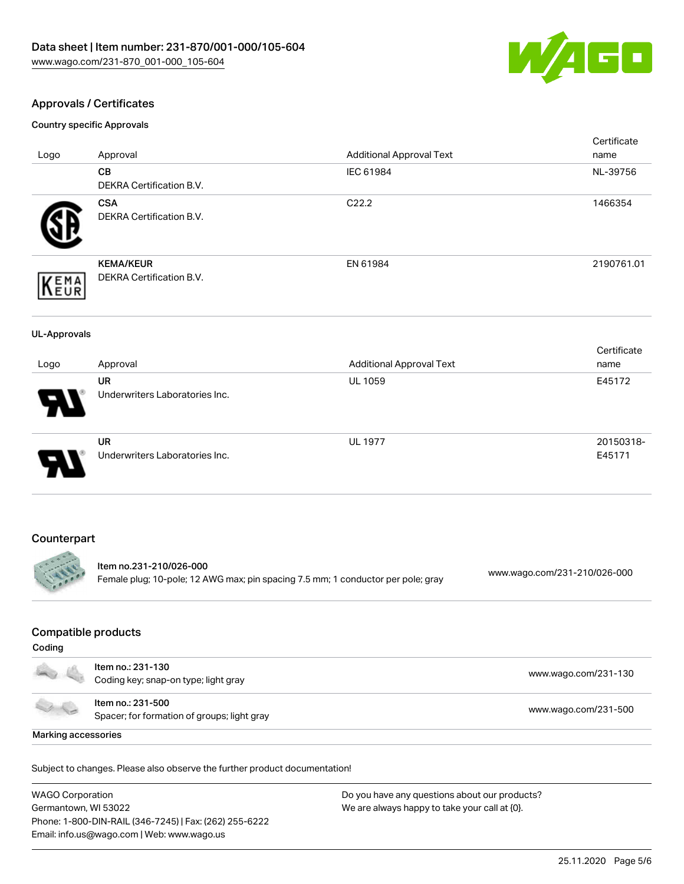## Approvals / Certificates

### Country specific Approvals

| Logo | Approval | Additional Approval Text | Certificate name |
|---|---|---|---|
| | **CB**<br>DEKRA Certification B.V. | IEC 61984 | NL-39756 |
| | **CSA**<br>DEKRA Certification B.V. | C22.2 | 1466354 |
| | **KEMA/KEUR**<br>DEKRA Certification B.V. | EN 61984 | 2190761.01 |

### UL-Approvals

| Logo | Approval | Additional Approval Text | Certificate name |
|---|---|---|---|
| | **UR**<br>Underwriters Laboratories Inc. | UL 1059 | E45172 |
| | **UR**<br>Underwriters Laboratories Inc. | UL 1977 | 20150318-E45171 |

## Counterpart

| Item | Link |
|---|---|
| Item no.231-210/026-000<br>Female plug; 10-pole; 12 AWG max; pin spacing 7.5 mm; 1 conductor per pole; gray | www.wago.com/231-210/026-000 |

## Compatible products

### Coding

| Item | Link |
|---|---|
| Item no.: 231-130<br>Coding key; snap-on type; light gray | www.wago.com/231-130 |
| Item no.: 231-500<br>Spacer; for formation of groups; light gray | www.wago.com/231-500 |

### Marking accessories

Subject to changes. Please also observe the further product documentation!

WAGO Corporation
Germantown, WI 53022
Phone: 1-800-DIN-RAIL (346-7245) | Fax: (262) 255-6222
Email: info.us@wago.com | Web: www.wago.us

Do you have any questions about our products?
We are always happy to take your call at {0}.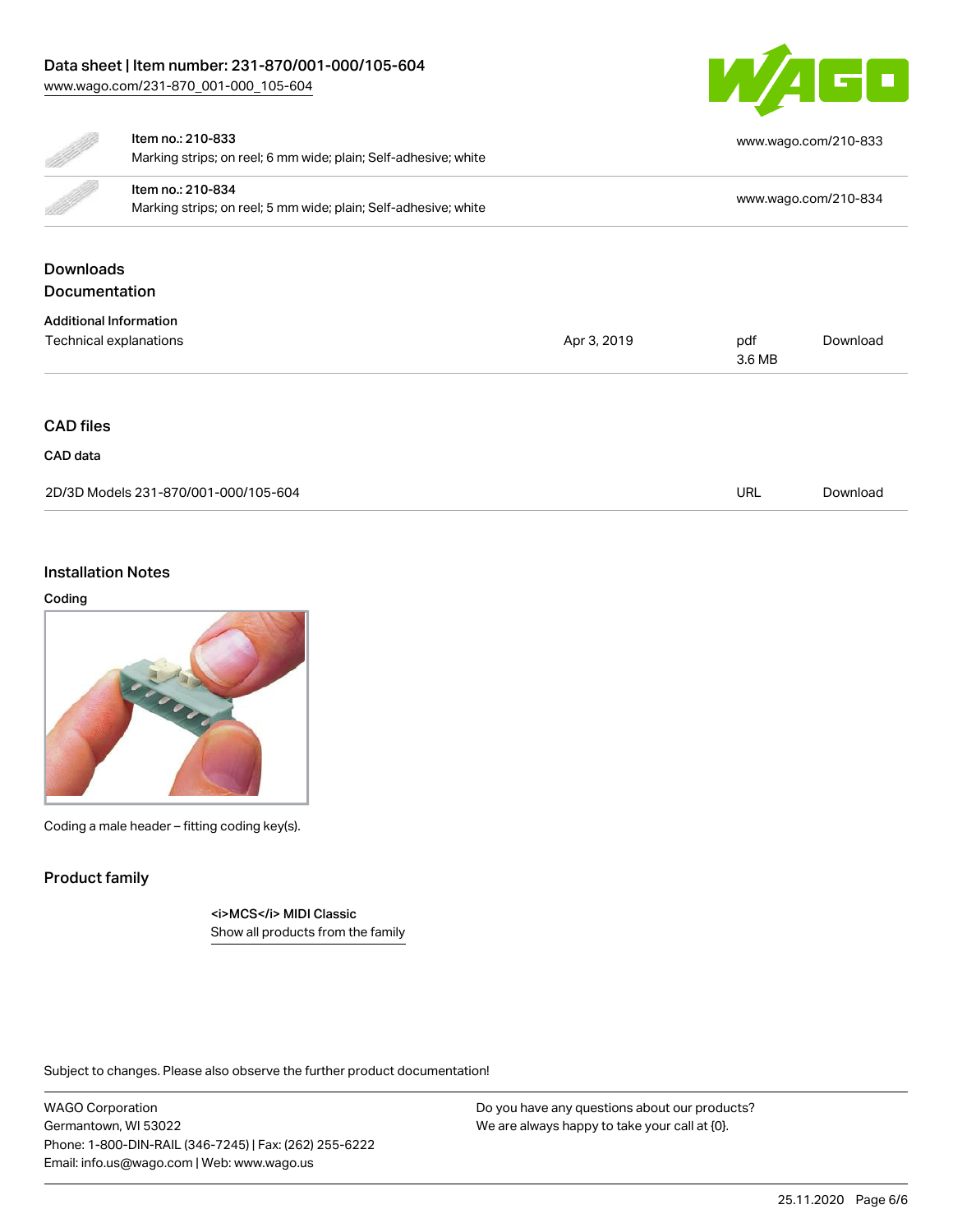| | | |
|---|---|---|
| | Item no.: 210-833<br>Marking strips; on reel; 6 mm wide; plain; Self-adhesive; white | www.wago.com/210-833 |
| | Item no.: 210-834<br>Marking strips; on reel; 5 mm wide; plain; Self-adhesive; white | www.wago.com/210-834 |

## Downloads

### Documentation

**Additional Information**

| | | | |
|---|---|---|---|
| Technical explanations | Apr 3, 2019 | pdf<br>3.6 MB | Download |

### CAD files

**CAD data**

| | | |
|---|---|---|
| 2D/3D Models 231-870/001-000/105-604 | URL | Download |

## Installation Notes

**Coding**

Coding a male header – fitting coding key(s).

## Product family

<i>MCS</i> MIDI Classic

Show all products from the family

Subject to changes. Please also observe the further product documentation!

WAGO Corporation
Germantown, WI 53022
Phone: 1-800-DIN-RAIL (346-7245) | Fax: (262) 255-6222
Email: info.us@wago.com | Web: www.wago.us

Do you have any questions about our products?
We are always happy to take your call at {0}.

25.11.2020